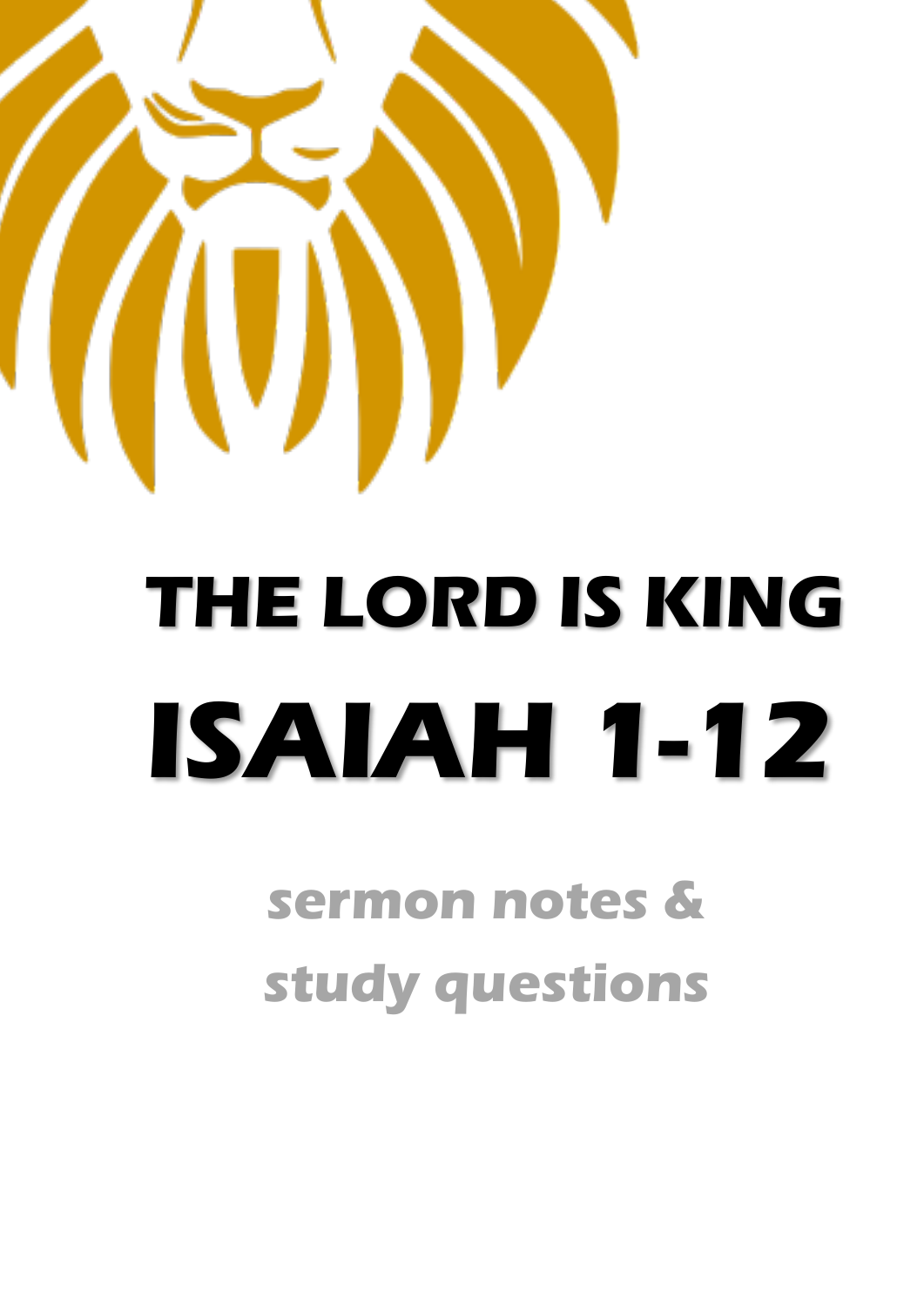# THE LORD IS KING

# ISAIAH 1-12

**sermon notes & study questions**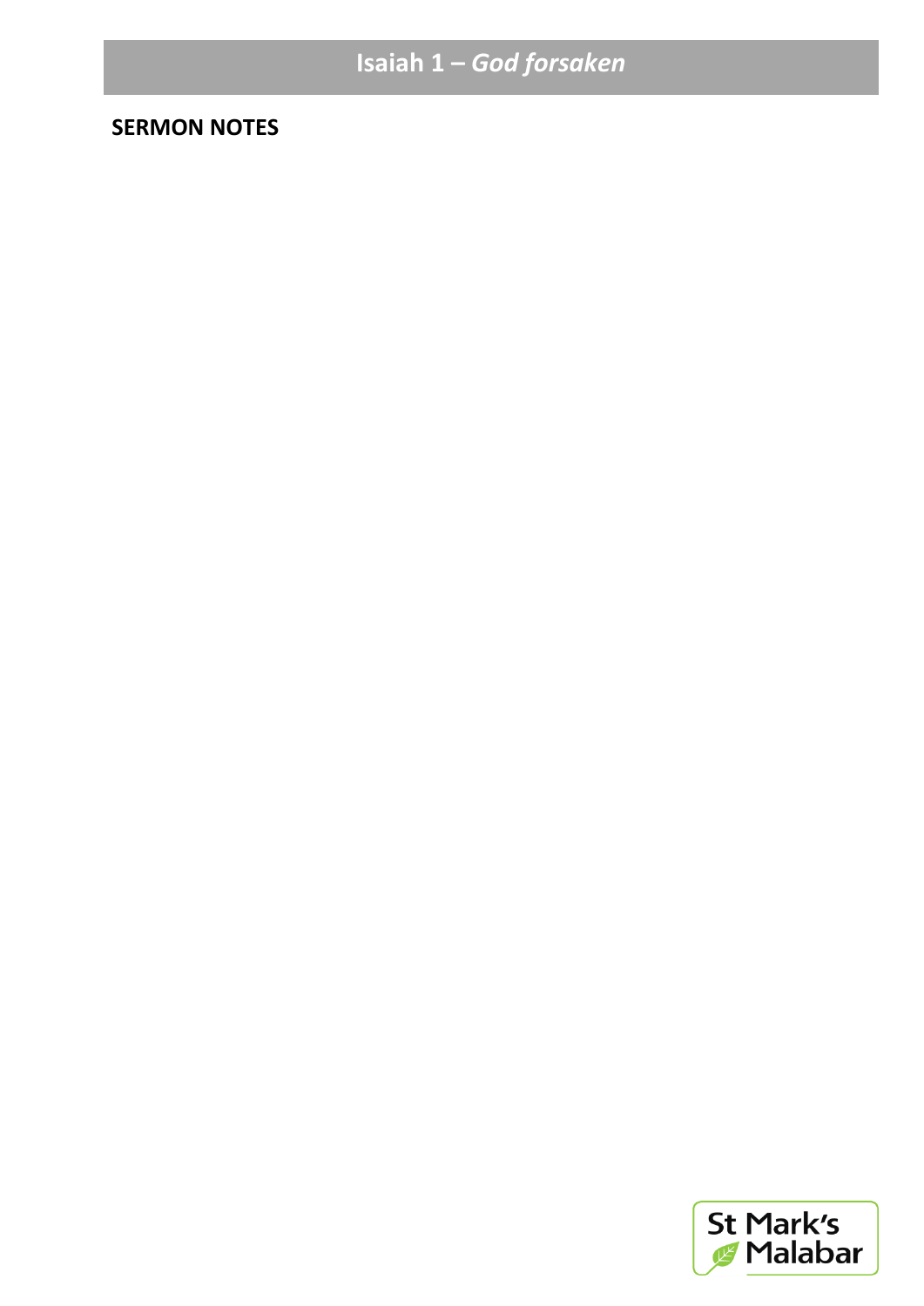# Isaiah 1 – *God forsaken*

**SERMON NOTES**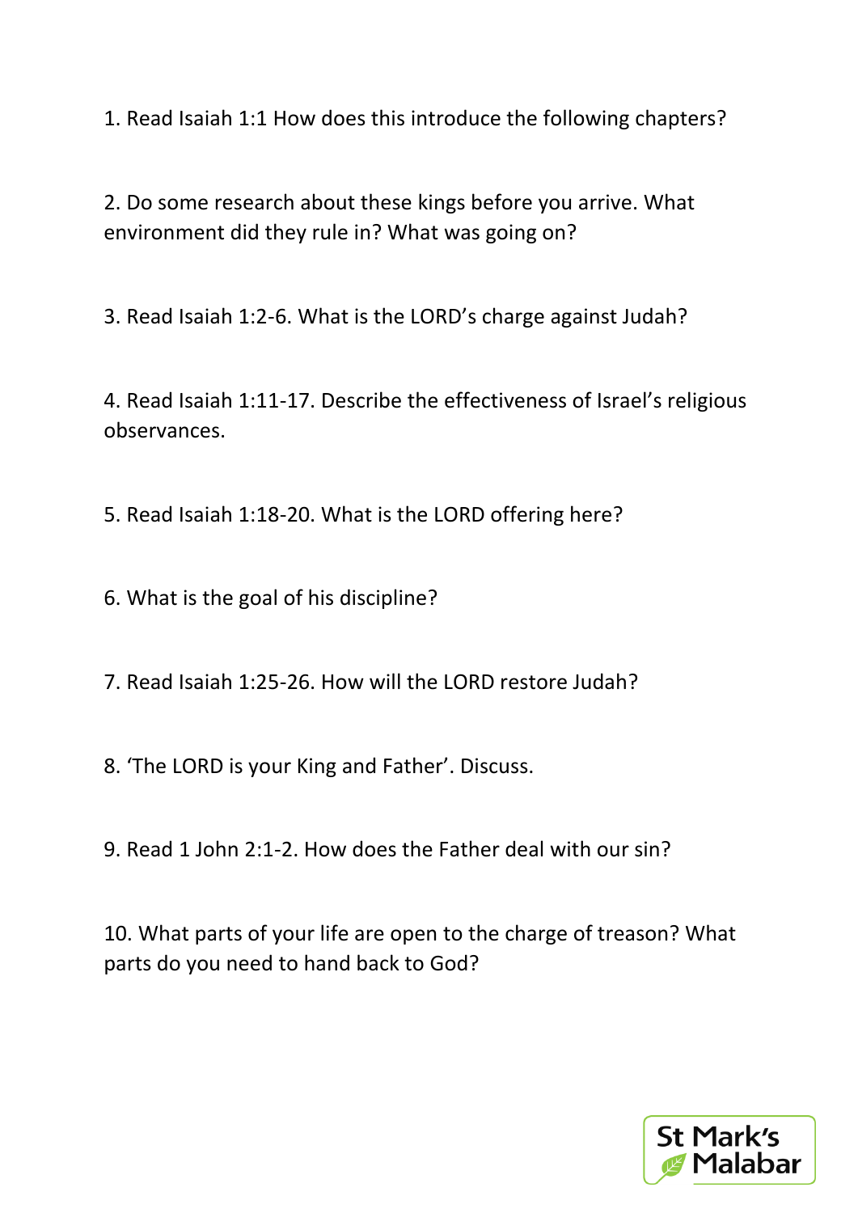1. Read Isaiah 1:1 How does this introduce the following chapters?

2. Do some research about these kings before you arrive. What environment did they rule in? What was going on?

3. Read Isaiah 1:2-6. What is the LORD's charge against Judah?

4. Read Isaiah 1:11-17. Describe the effectiveness of Israel's religious observances.

5. Read Isaiah 1:18-20. What is the LORD offering here?

6. What is the goal of his discipline?

7. Read Isaiah 1:25-26. How will the LORD restore Judah?

8. 'The LORD is your King and Father'. Discuss.

9. Read 1 John 2:1-2. How does the Father deal with our sin?

10. What parts of your life are open to the charge of treason? What parts do you need to hand back to God?

St Mark's Malabar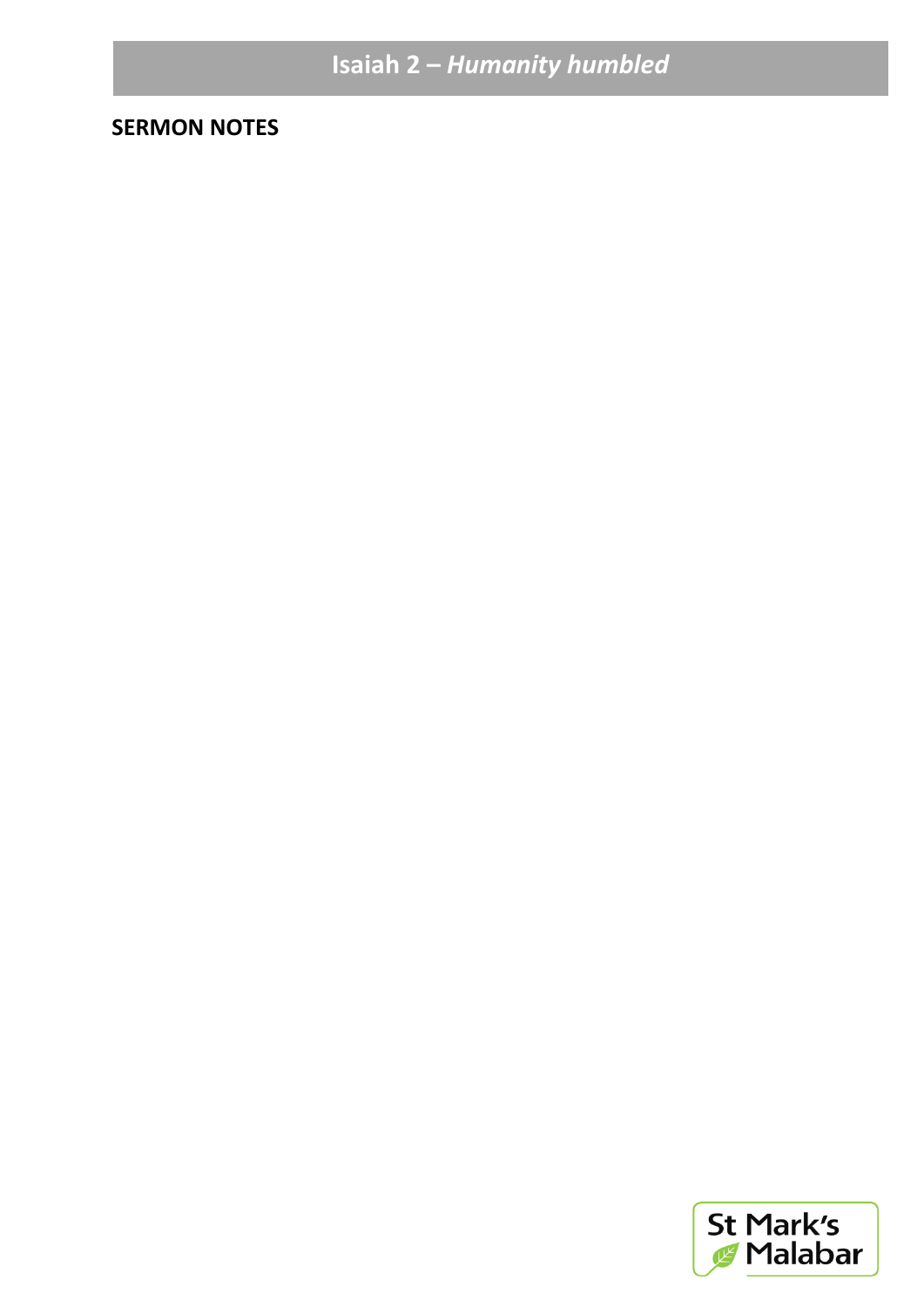# Isaiah 2 – *Humanity humbled*

**SERMON NOTES**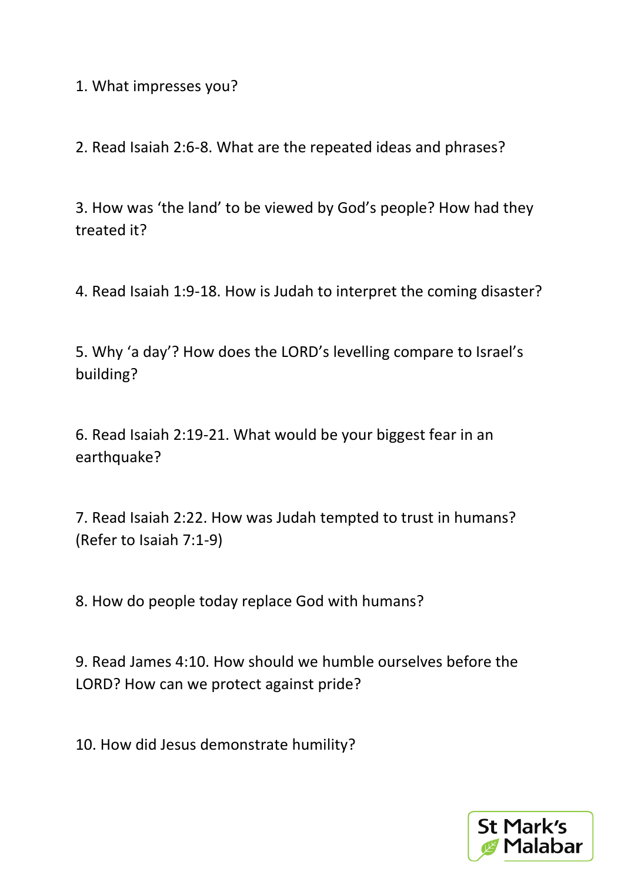1. What impresses you?

2. Read Isaiah 2:6-8. What are the repeated ideas and phrases?

3. How was ‘the land’ to be viewed by God’s people? How had they treated it?

4. Read Isaiah 1:9-18. How is Judah to interpret the coming disaster?

5. Why ‘a day’? How does the LORD’s levelling compare to Israel’s building?

6. Read Isaiah 2:19-21. What would be your biggest fear in an earthquake?

7. Read Isaiah 2:22. How was Judah tempted to trust in humans? (Refer to Isaiah 7:1-9)

8. How do people today replace God with humans?

9. Read James 4:10. How should we humble ourselves before the LORD? How can we protect against pride?

10. How did Jesus demonstrate humility?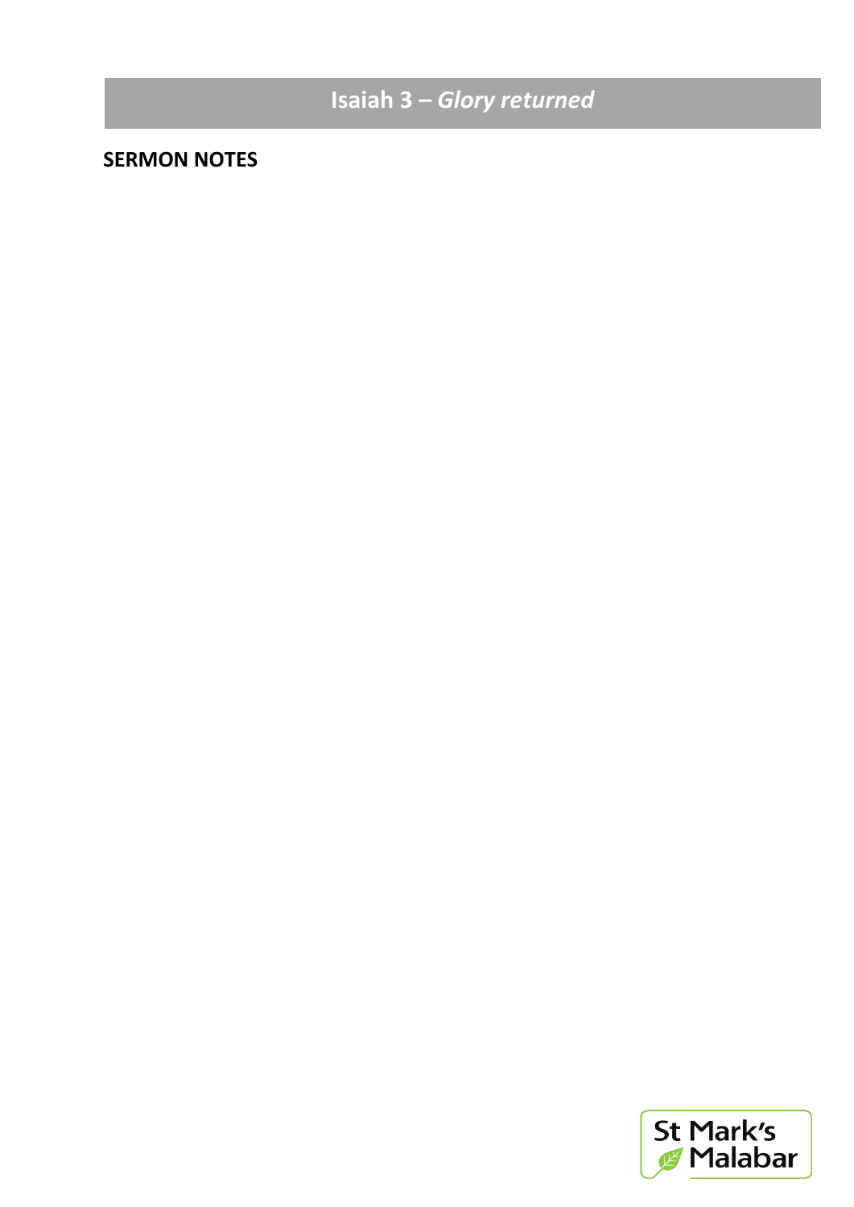## Isaiah 3 – *Glory returned*

**SERMON NOTES**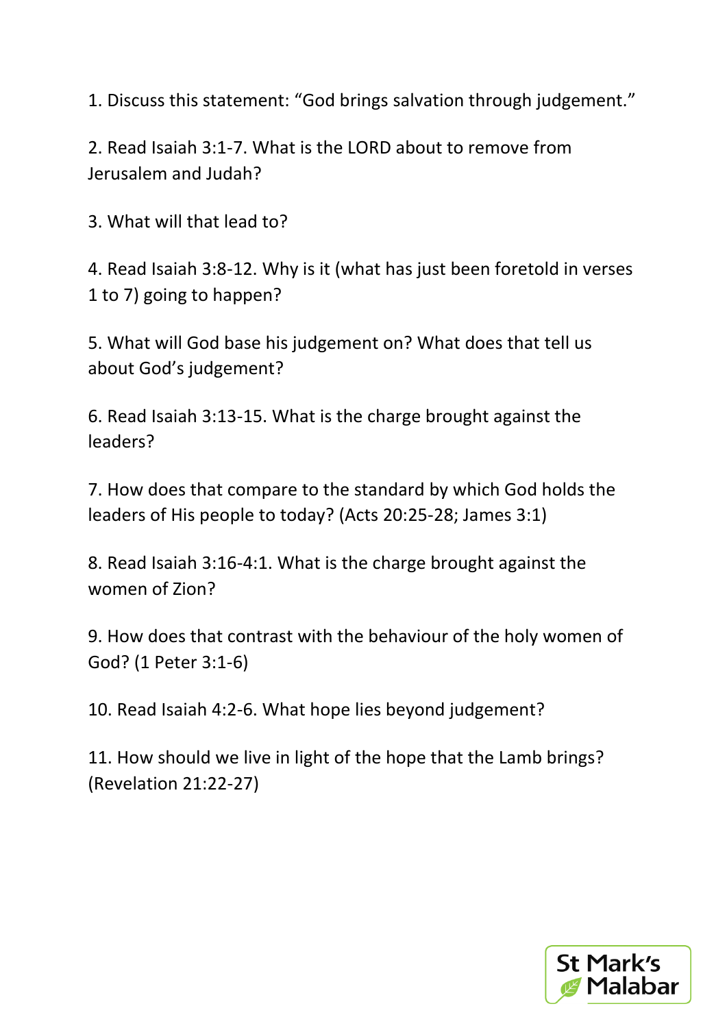1. Discuss this statement: “God brings salvation through judgement.”

2. Read Isaiah 3:1-7. What is the LORD about to remove from Jerusalem and Judah?

3. What will that lead to?

4. Read Isaiah 3:8-12. Why is it (what has just been foretold in verses 1 to 7) going to happen?

5. What will God base his judgement on? What does that tell us about God’s judgement?

6. Read Isaiah 3:13-15. What is the charge brought against the leaders?

7. How does that compare to the standard by which God holds the leaders of His people to today? (Acts 20:25-28; James 3:1)

8. Read Isaiah 3:16-4:1. What is the charge brought against the women of Zion?

9. How does that contrast with the behaviour of the holy women of God? (1 Peter 3:1-6)

10. Read Isaiah 4:2-6. What hope lies beyond judgement?

11. How should we live in light of the hope that the Lamb brings? (Revelation 21:22-27)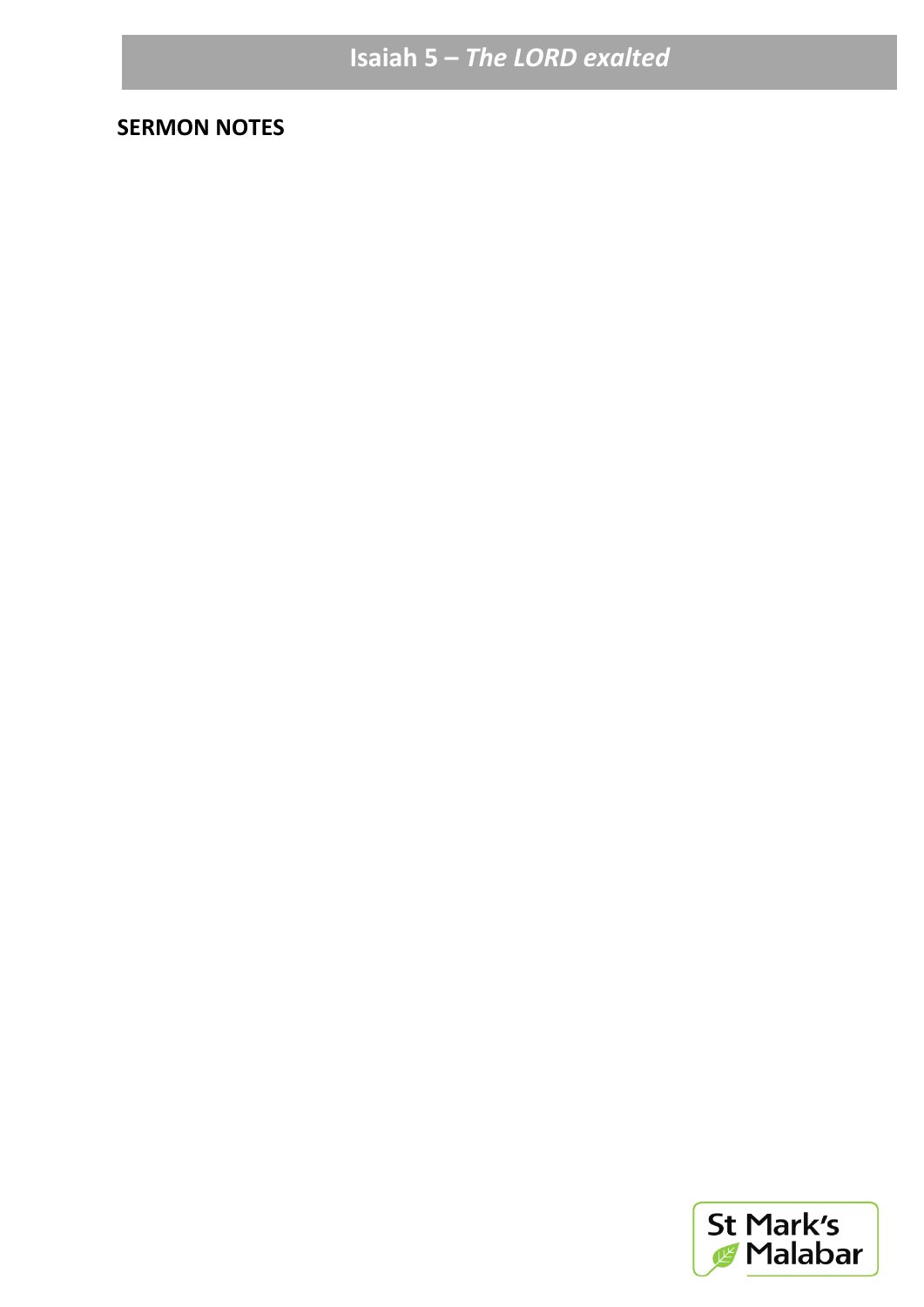# Isaiah 5 – *The LORD exalted*

**SERMON NOTES**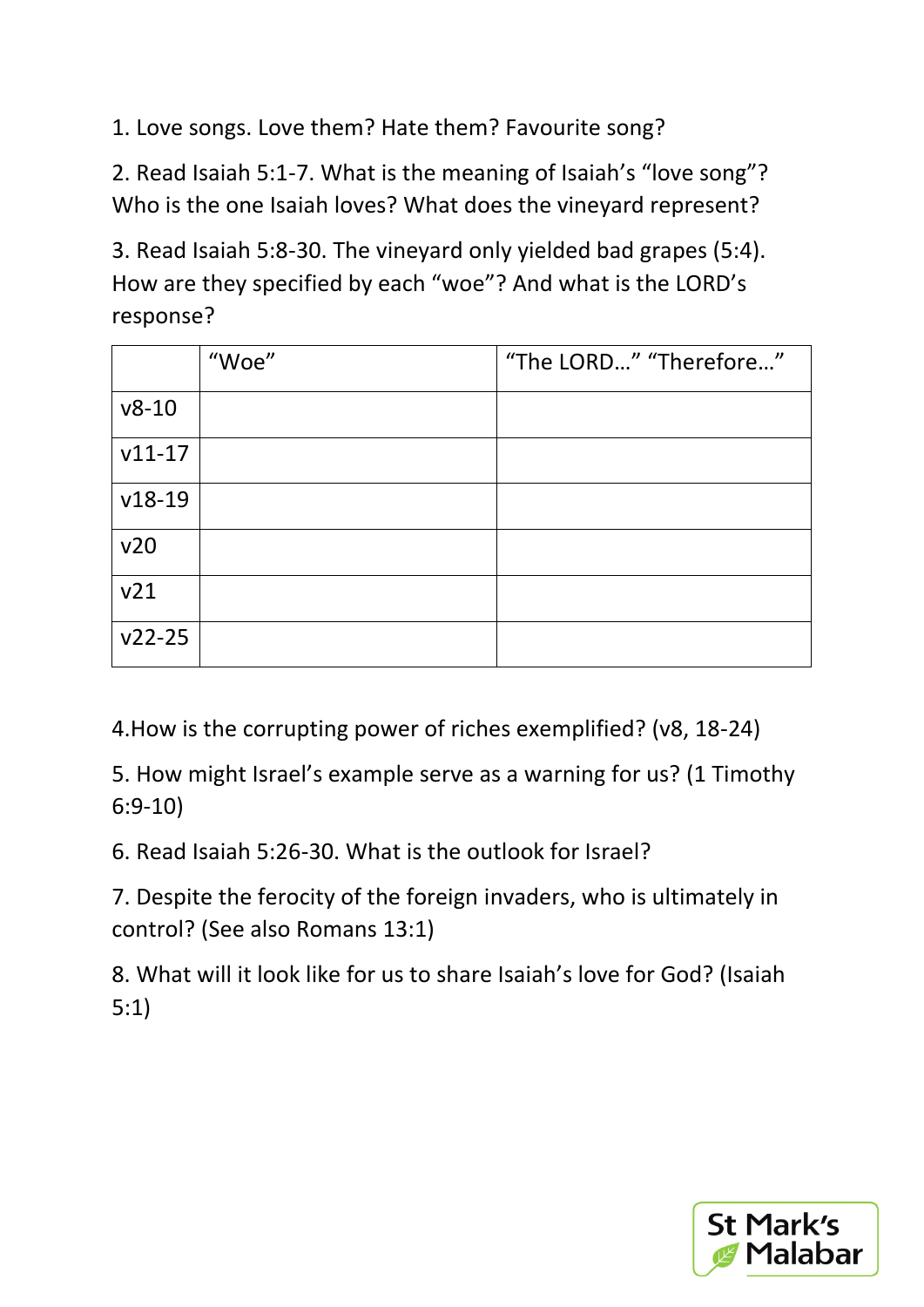1. Love songs. Love them? Hate them? Favourite song?

2. Read Isaiah 5:1-7. What is the meaning of Isaiah's "love song"? Who is the one Isaiah loves? What does the vineyard represent?

3. Read Isaiah 5:8-30. The vineyard only yielded bad grapes (5:4). How are they specified by each "woe"? And what is the LORD's response?

| | "Woe" | "The LORD…" "Therefore…" |
|---|---|---|
| v8-10 | | |
| v11-17 | | |
| v18-19 | | |
| v20 | | |
| v21 | | |
| v22-25 | | |

4.How is the corrupting power of riches exemplified? (v8, 18-24)

5. How might Israel's example serve as a warning for us? (1 Timothy 6:9-10)

6. Read Isaiah 5:26-30. What is the outlook for Israel?

7. Despite the ferocity of the foreign invaders, who is ultimately in control? (See also Romans 13:1)

8. What will it look like for us to share Isaiah's love for God? (Isaiah 5:1)

St Mark's Malabar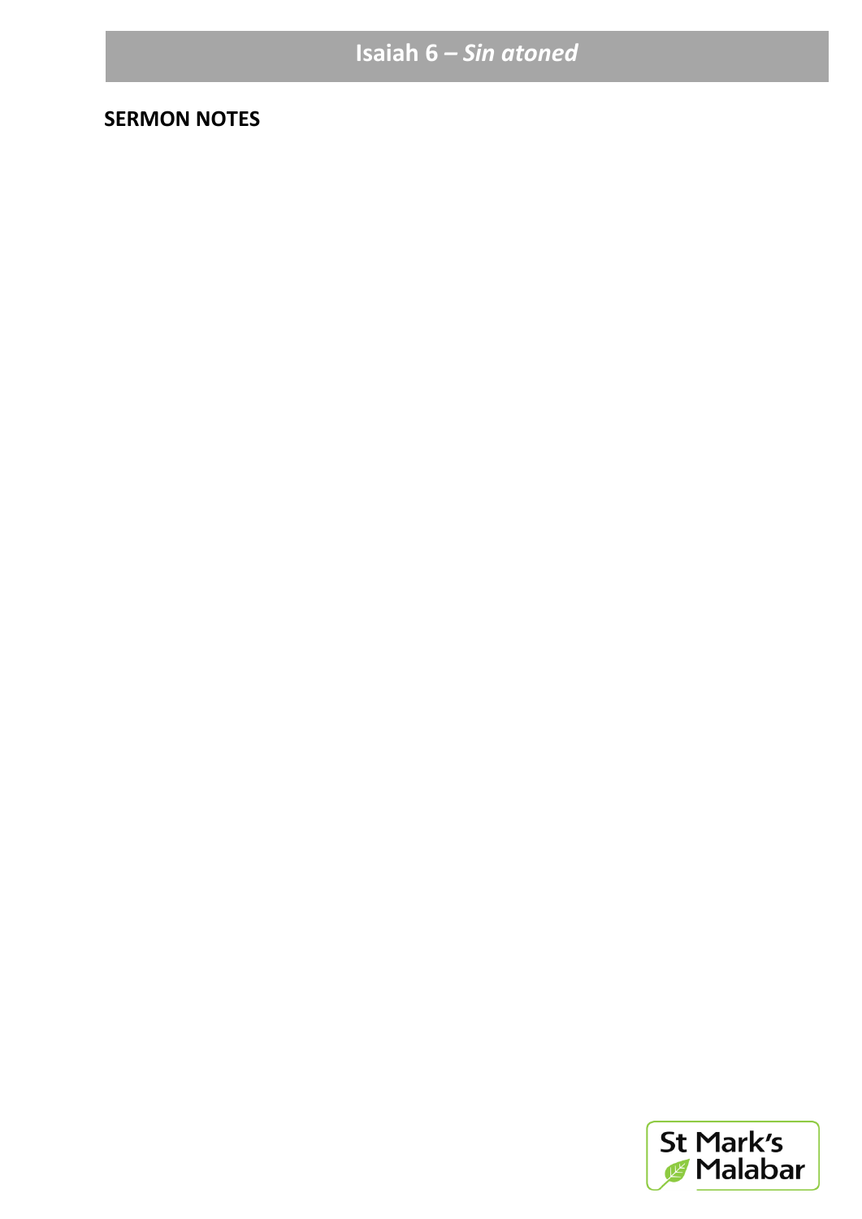# Isaiah 6 – *Sin atoned*

**SERMON NOTES**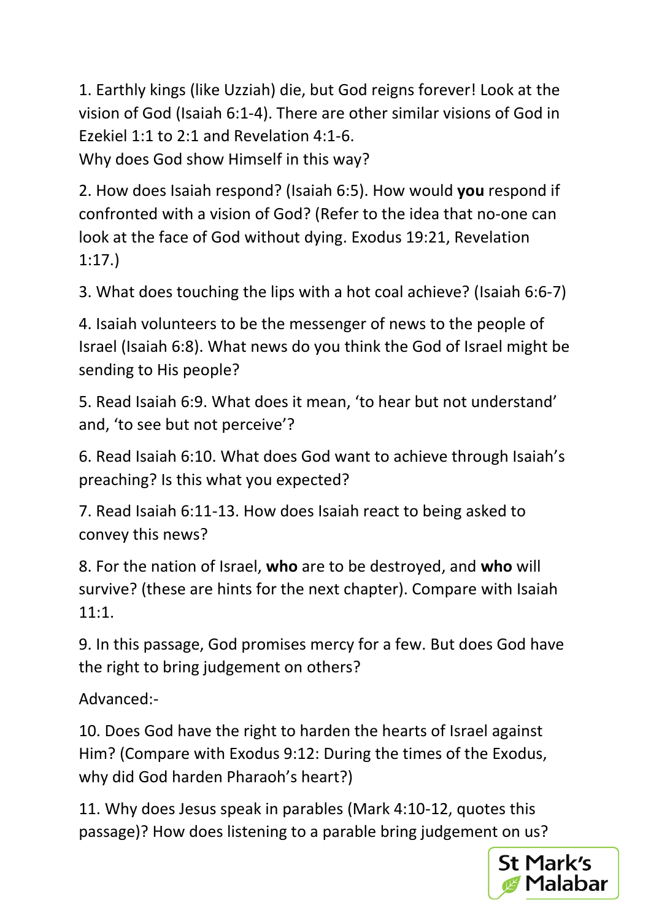1. Earthly kings (like Uzziah) die, but God reigns forever! Look at the vision of God (Isaiah 6:1-4). There are other similar visions of God in Ezekiel 1:1 to 2:1 and Revelation 4:1-6.
Why does God show Himself in this way?

2. How does Isaiah respond? (Isaiah 6:5). How would **you** respond if confronted with a vision of God? (Refer to the idea that no-one can look at the face of God without dying. Exodus 19:21, Revelation 1:17.)

3. What does touching the lips with a hot coal achieve? (Isaiah 6:6-7)

4. Isaiah volunteers to be the messenger of news to the people of Israel (Isaiah 6:8). What news do you think the God of Israel might be sending to His people?

5. Read Isaiah 6:9. What does it mean, 'to hear but not understand' and, 'to see but not perceive'?

6. Read Isaiah 6:10. What does God want to achieve through Isaiah's preaching? Is this what you expected?

7. Read Isaiah 6:11-13. How does Isaiah react to being asked to convey this news?

8. For the nation of Israel, **who** are to be destroyed, and **who** will survive? (these are hints for the next chapter). Compare with Isaiah 11:1.

9. In this passage, God promises mercy for a few. But does God have the right to bring judgement on others?

Advanced:-

10. Does God have the right to harden the hearts of Israel against Him? (Compare with Exodus 9:12: During the times of the Exodus, why did God harden Pharaoh's heart?)

11. Why does Jesus speak in parables (Mark 4:10-12, quotes this passage)? How does listening to a parable bring judgement on us?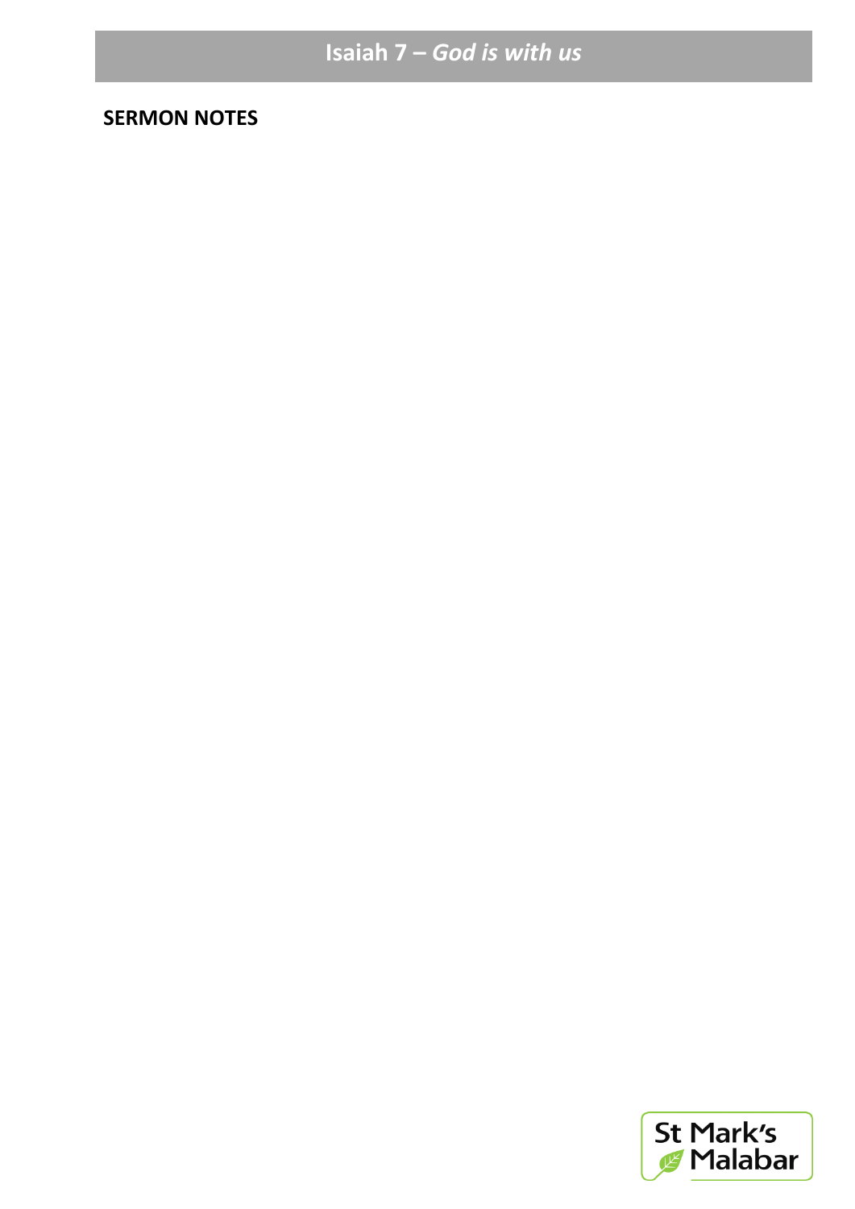# Isaiah 7 – *God is with us*

**SERMON NOTES**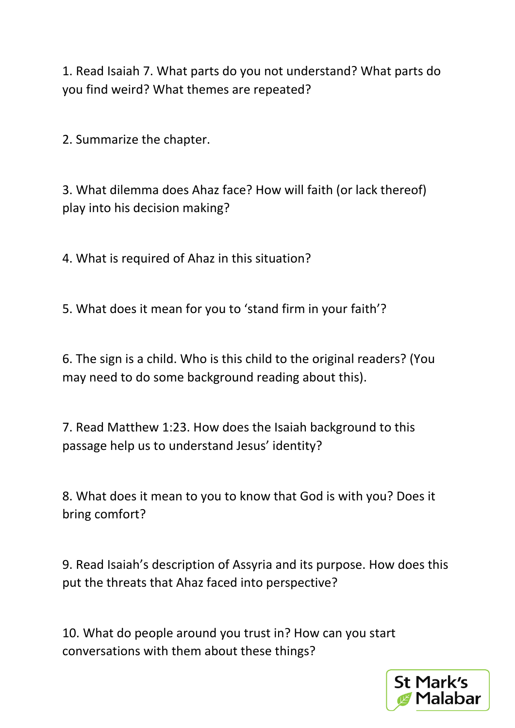1. Read Isaiah 7. What parts do you not understand? What parts do you find weird? What themes are repeated?

2. Summarize the chapter.

3. What dilemma does Ahaz face? How will faith (or lack thereof) play into his decision making?

4. What is required of Ahaz in this situation?

5. What does it mean for you to 'stand firm in your faith'?

6. The sign is a child. Who is this child to the original readers? (You may need to do some background reading about this).

7. Read Matthew 1:23. How does the Isaiah background to this passage help us to understand Jesus' identity?

8. What does it mean to you to know that God is with you? Does it bring comfort?

9. Read Isaiah's description of Assyria and its purpose. How does this put the threats that Ahaz faced into perspective?

10. What do people around you trust in? How can you start conversations with them about these things?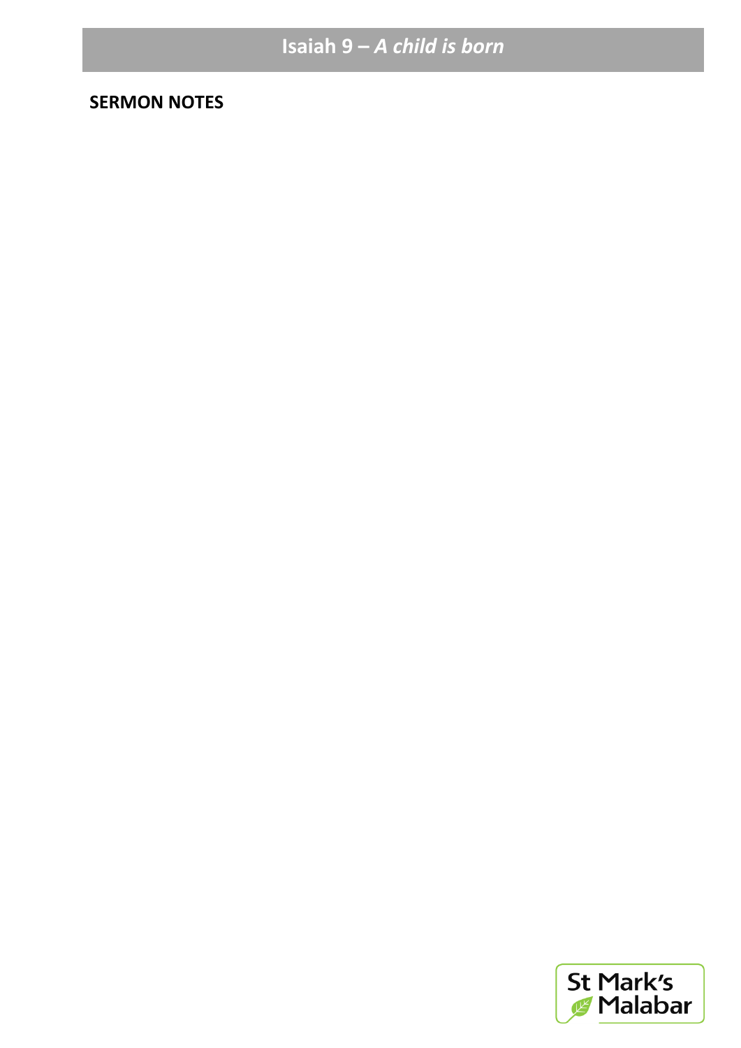# Isaiah 9 – *A child is born*

**SERMON NOTES**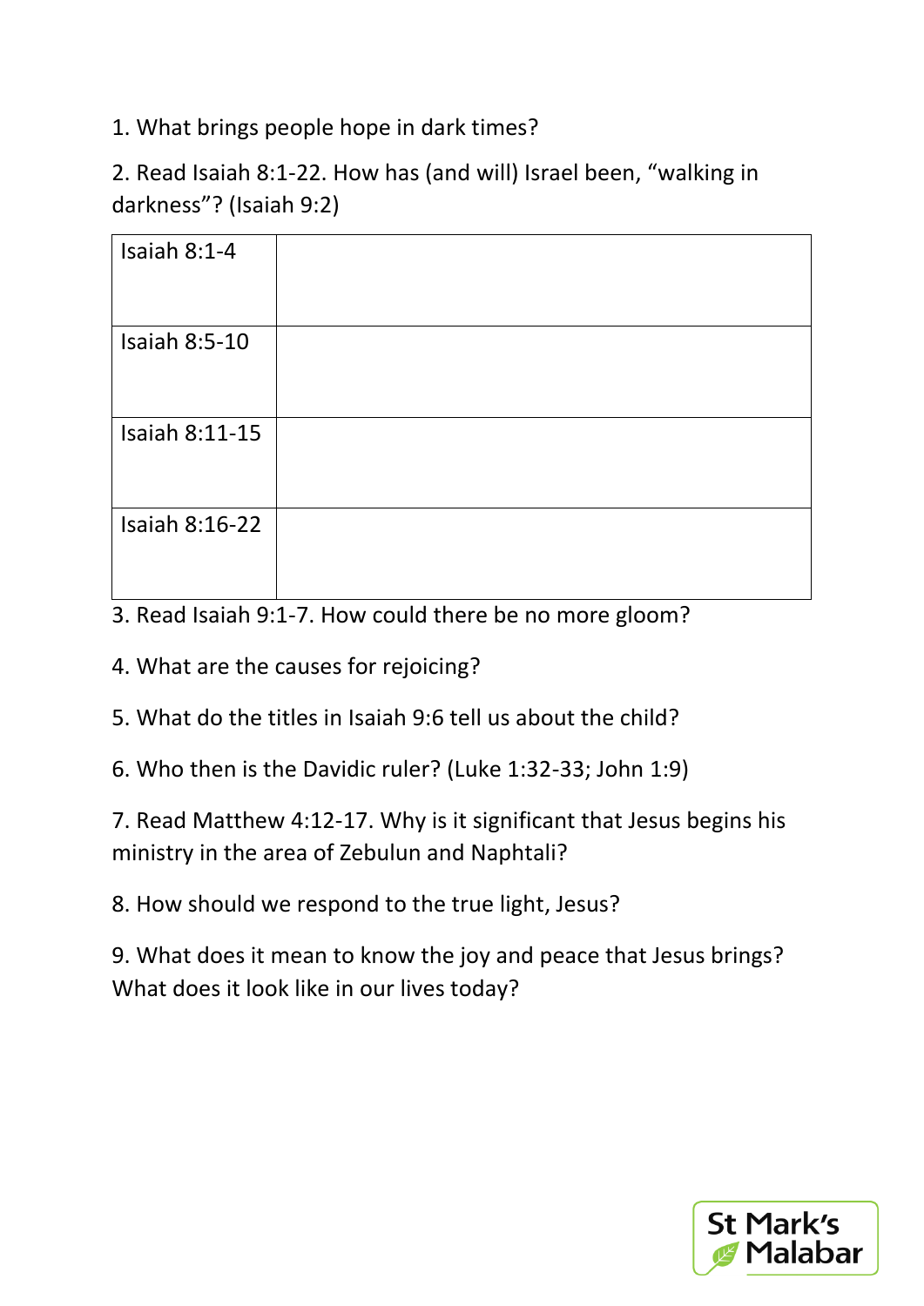1. What brings people hope in dark times?

2. Read Isaiah 8:1-22. How has (and will) Israel been, "walking in darkness"? (Isaiah 9:2)

| Isaiah 8:1-4 | |
|---|---|
| Isaiah 8:5-10 | |
| Isaiah 8:11-15 | |
| Isaiah 8:16-22 | |

3. Read Isaiah 9:1-7. How could there be no more gloom?

4. What are the causes for rejoicing?

5. What do the titles in Isaiah 9:6 tell us about the child?

6. Who then is the Davidic ruler? (Luke 1:32-33; John 1:9)

7. Read Matthew 4:12-17. Why is it significant that Jesus begins his ministry in the area of Zebulun and Naphtali?

8. How should we respond to the true light, Jesus?

9. What does it mean to know the joy and peace that Jesus brings? What does it look like in our lives today?

St Mark's Malabar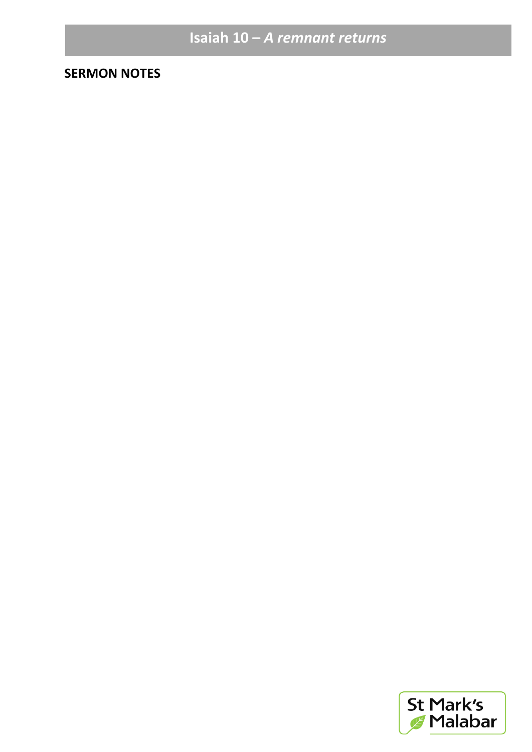# Isaiah 10 – *A remnant returns*

**SERMON NOTES**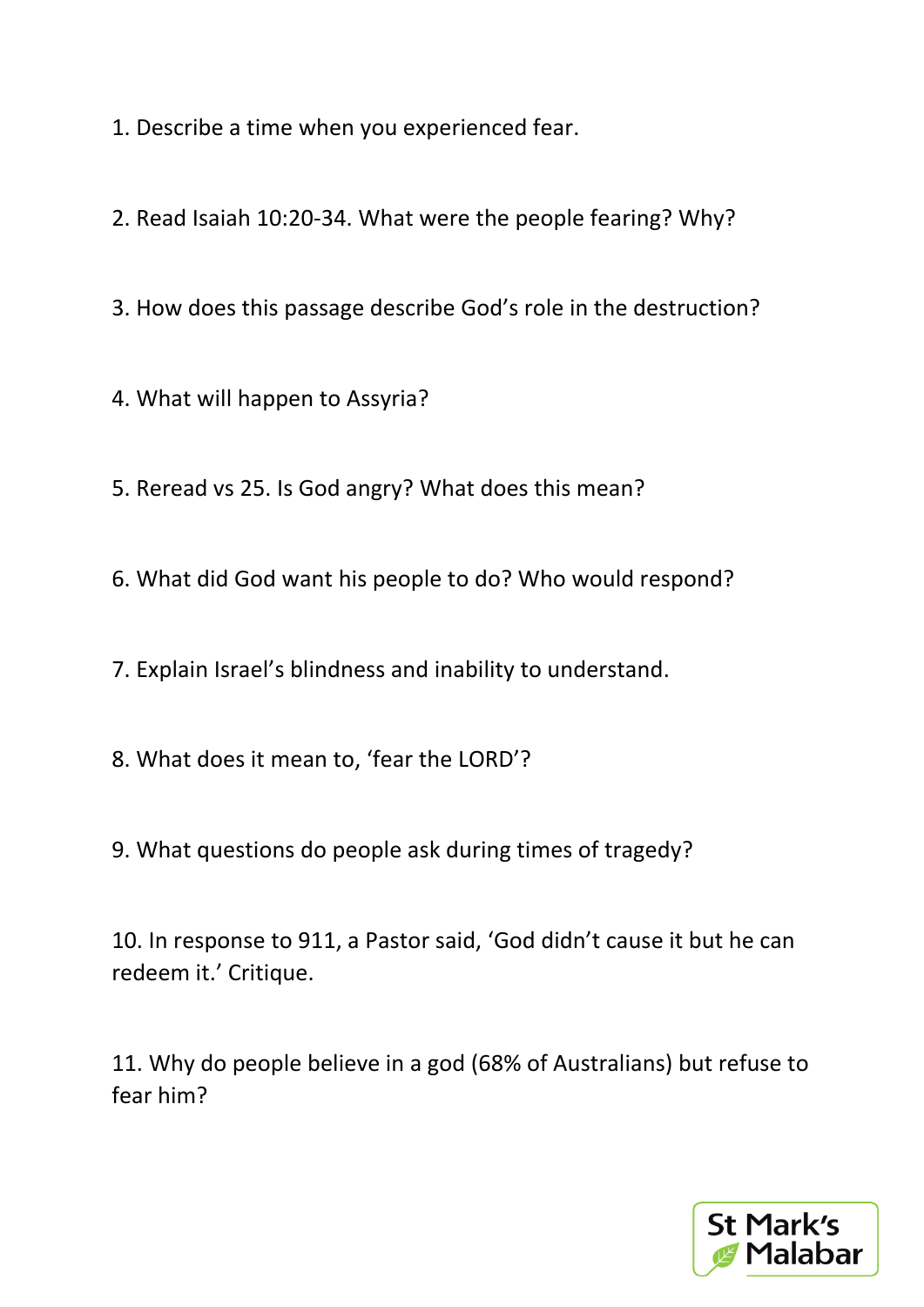1. Describe a time when you experienced fear.

2. Read Isaiah 10:20-34. What were the people fearing? Why?

3. How does this passage describe God's role in the destruction?

4. What will happen to Assyria?

5. Reread vs 25. Is God angry? What does this mean?

6. What did God want his people to do? Who would respond?

7. Explain Israel's blindness and inability to understand.

8. What does it mean to, 'fear the LORD'?

9. What questions do people ask during times of tragedy?

10. In response to 911, a Pastor said, 'God didn't cause it but he can redeem it.' Critique.

11. Why do people believe in a god (68% of Australians) but refuse to fear him?

St Mark's Malabar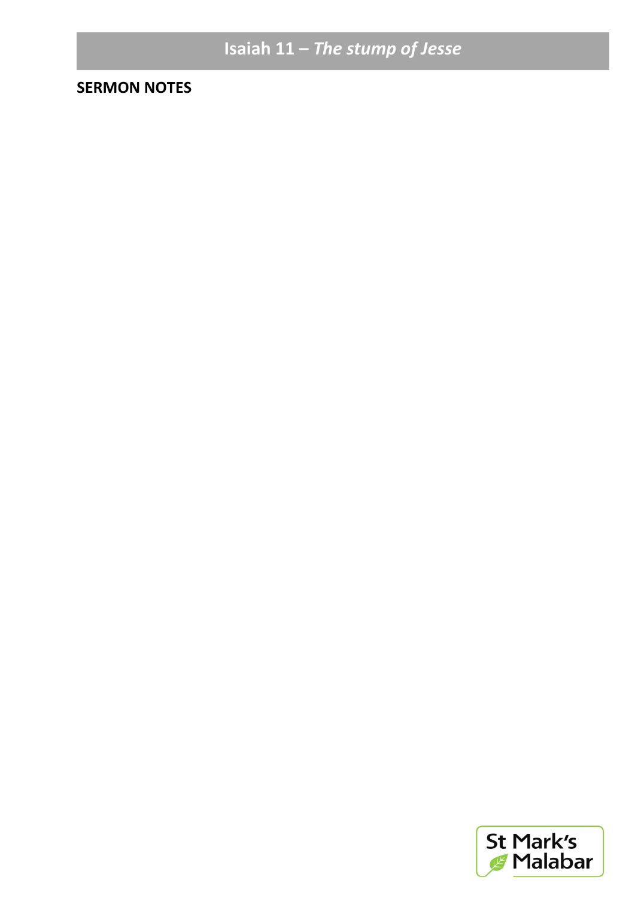# Isaiah 11 – *The stump of Jesse*

**SERMON NOTES**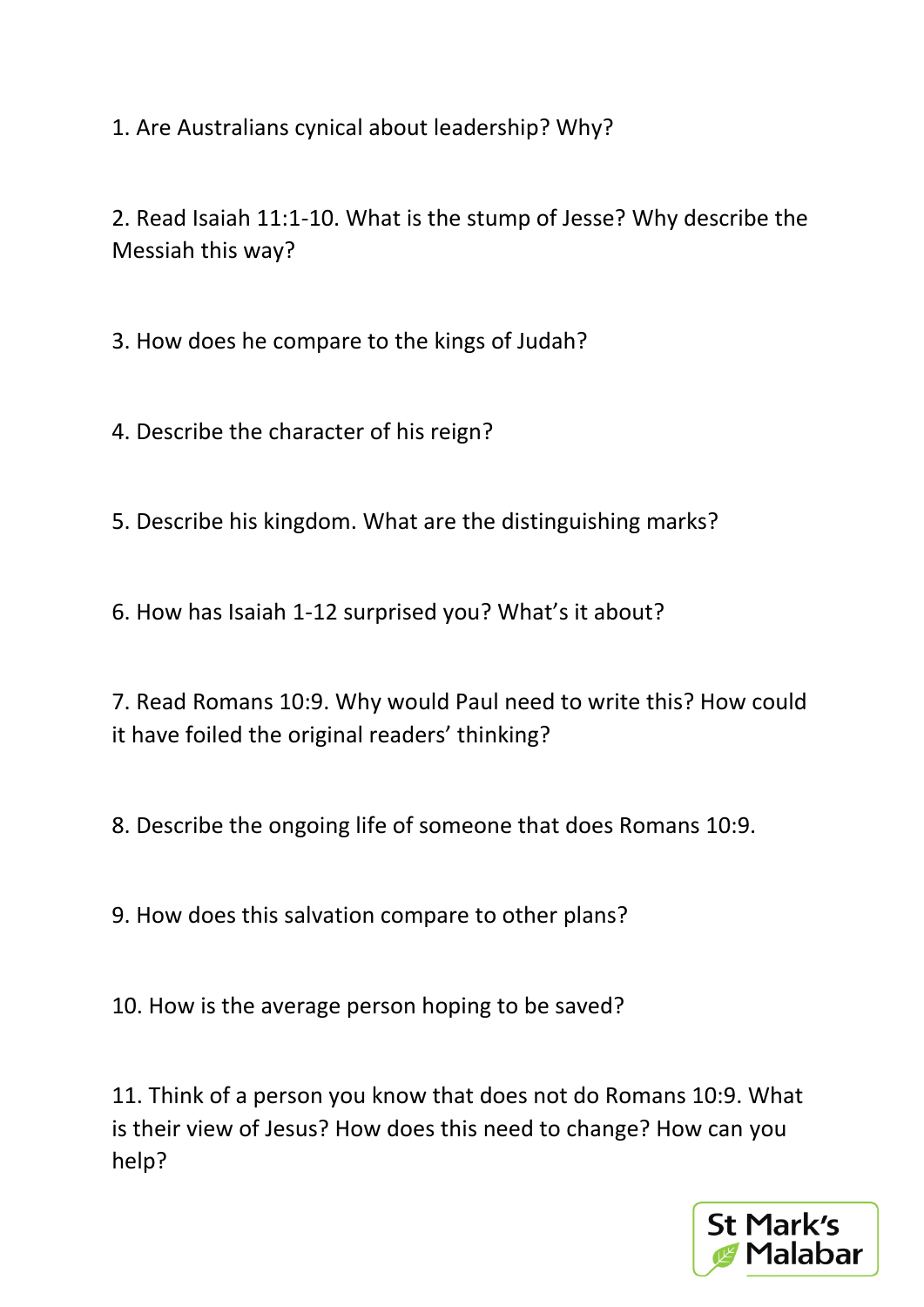1. Are Australians cynical about leadership? Why?

2. Read Isaiah 11:1-10. What is the stump of Jesse? Why describe the Messiah this way?

3. How does he compare to the kings of Judah?

4. Describe the character of his reign?

5. Describe his kingdom. What are the distinguishing marks?

6. How has Isaiah 1-12 surprised you? What's it about?

7. Read Romans 10:9. Why would Paul need to write this? How could it have foiled the original readers' thinking?

8. Describe the ongoing life of someone that does Romans 10:9.

9. How does this salvation compare to other plans?

10. How is the average person hoping to be saved?

11. Think of a person you know that does not do Romans 10:9. What is their view of Jesus? How does this need to change? How can you help?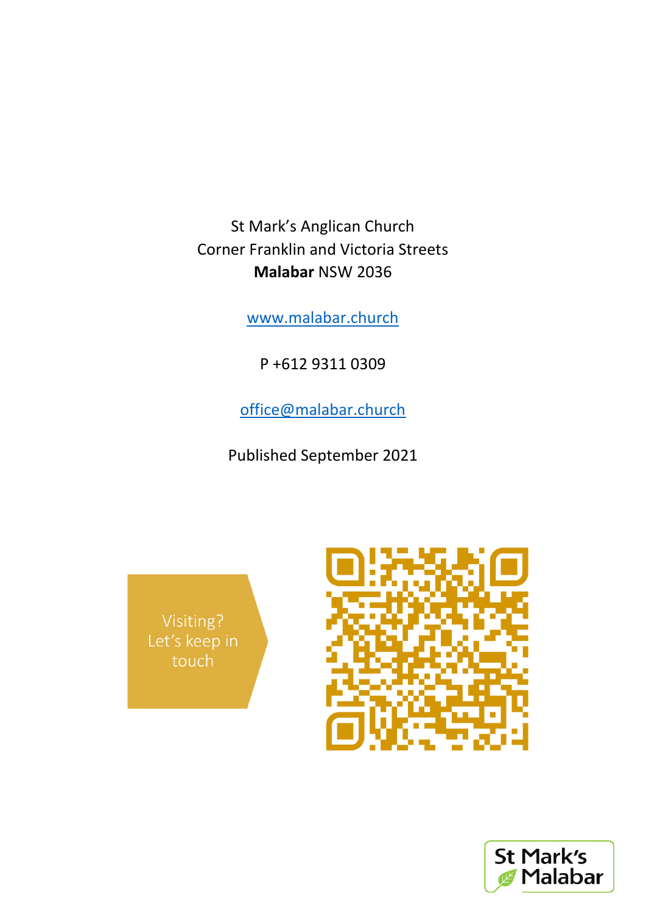St Mark's Anglican Church
Corner Franklin and Victoria Streets
**Malabar** NSW 2036

www.malabar.church

P +612 9311 0309

office@malabar.church

Published September 2021

Visiting? Let's keep in touch

St Mark's Malabar